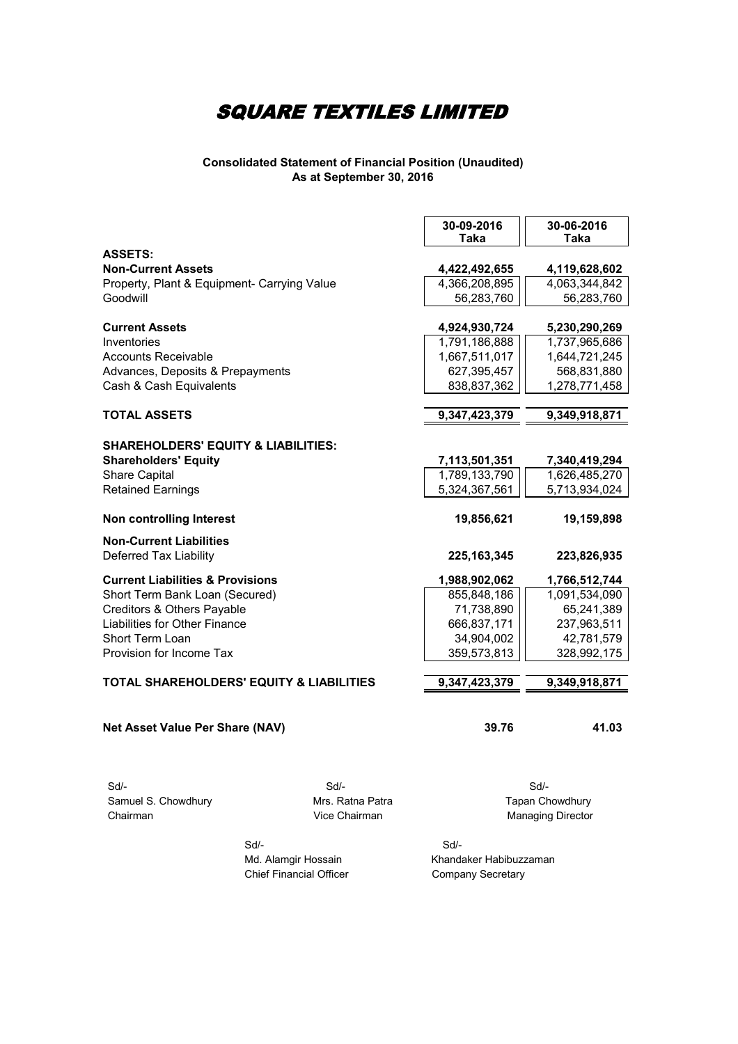# SQUARE TEXTILES LIMITED

**Consolidated Statement of Financial Position (Unaudited)**
**As at September 30, 2016**

| | 30-09-2016 Taka | 30-06-2016 Taka |
|---|---|---|
| **ASSETS:** | | |
| **Non-Current Assets** | **4,422,492,655** | **4,119,628,602** |
| Property, Plant & Equipment- Carrying Value | 4,366,208,895 | 4,063,344,842 |
| Goodwill | 56,283,760 | 56,283,760 |
| **Current Assets** | **4,924,930,724** | **5,230,290,269** |
| Inventories | 1,791,186,888 | 1,737,965,686 |
| Accounts Receivable | 1,667,511,017 | 1,644,721,245 |
| Advances, Deposits & Prepayments | 627,395,457 | 568,831,880 |
| Cash & Cash Equivalents | 838,837,362 | 1,278,771,458 |
| **TOTAL ASSETS** | **9,347,423,379** | **9,349,918,871** |
| **SHAREHOLDERS' EQUITY & LIABILITIES:** | | |
| **Shareholders' Equity** | **7,113,501,351** | **7,340,419,294** |
| Share Capital | 1,789,133,790 | 1,626,485,270 |
| Retained Earnings | 5,324,367,561 | 5,713,934,024 |
| **Non controlling Interest** | **19,856,621** | **19,159,898** |
| **Non-Current Liabilities** | | |
| Deferred Tax Liability | **225,163,345** | **223,826,935** |
| **Current Liabilities & Provisions** | **1,988,902,062** | **1,766,512,744** |
| Short Term Bank Loan (Secured) | 855,848,186 | 1,091,534,090 |
| Creditors & Others Payable | 71,738,890 | 65,241,389 |
| Liabilities for Other Finance | 666,837,171 | 237,963,511 |
| Short Term Loan | 34,904,002 | 42,781,579 |
| Provision for Income Tax | 359,573,813 | 328,992,175 |
| **TOTAL SHAREHOLDERS' EQUITY & LIABILITIES** | **9,347,423,379** | **9,349,918,871** |
| **Net Asset Value Per Share (NAV)** | **39.76** | **41.03** |

| Sd/- | Sd/- | Sd/- |
|---|---|---|
| Samuel S. Chowdhury | Mrs. Ratna Patra | Tapan Chowdhury |
| Chairman | Vice Chairman | Managing Director |

| Sd/- | Sd/- |
|---|---|
| Md. Alamgir Hossain | Khandaker Habibuzzaman |
| Chief Financial Officer | Company Secretary |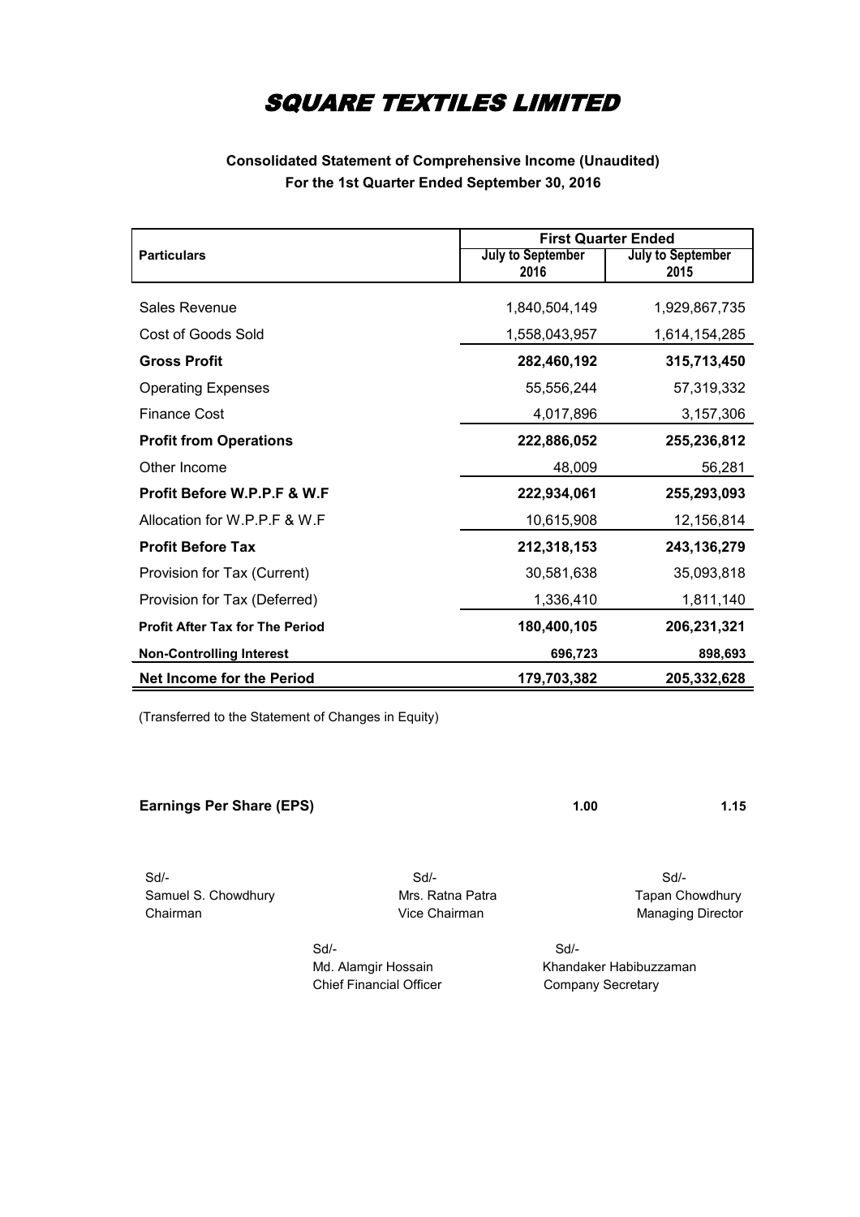# SQUARE TEXTILES LIMITED

**Consolidated Statement of Comprehensive Income (Unaudited)**
**For the 1st Quarter Ended September 30, 2016**

| Particulars | First Quarter Ended | |
|---|---|---|
| | July to September 2016 | July to September 2015 |
| Sales Revenue | 1,840,504,149 | 1,929,867,735 |
| Cost of Goods Sold | 1,558,043,957 | 1,614,154,285 |
| **Gross Profit** | **282,460,192** | **315,713,450** |
| Operating Expenses | 55,556,244 | 57,319,332 |
| Finance Cost | 4,017,896 | 3,157,306 |
| **Profit from Operations** | **222,886,052** | **255,236,812** |
| Other Income | 48,009 | 56,281 |
| **Profit Before W.P.P.F & W.F** | **222,934,061** | **255,293,093** |
| Allocation for W.P.P.F & W.F | 10,615,908 | 12,156,814 |
| **Profit Before Tax** | **212,318,153** | **243,136,279** |
| Provision for Tax (Current) | 30,581,638 | 35,093,818 |
| Provision for Tax (Deferred) | 1,336,410 | 1,811,140 |
| **Profit After Tax for The Period** | **180,400,105** | **206,231,321** |
| **Non-Controlling Interest** | **696,723** | **898,693** |
| **Net Income for the Period** | **179,703,382** | **205,332,628** |

(Transferred to the Statement of Changes in Equity)

| | | |
|---|---|---|
| **Earnings Per Share (EPS)** | **1.00** | **1.15** |

Sd/-
Samuel S. Chowdhury
Chairman

Sd/-
Mrs. Ratna Patra
Vice Chairman

Sd/-
Tapan Chowdhury
Managing Director

Sd/-
Md. Alamgir Hossain
Chief Financial Officer

Sd/-
Khandaker Habibuzzaman
Company Secretary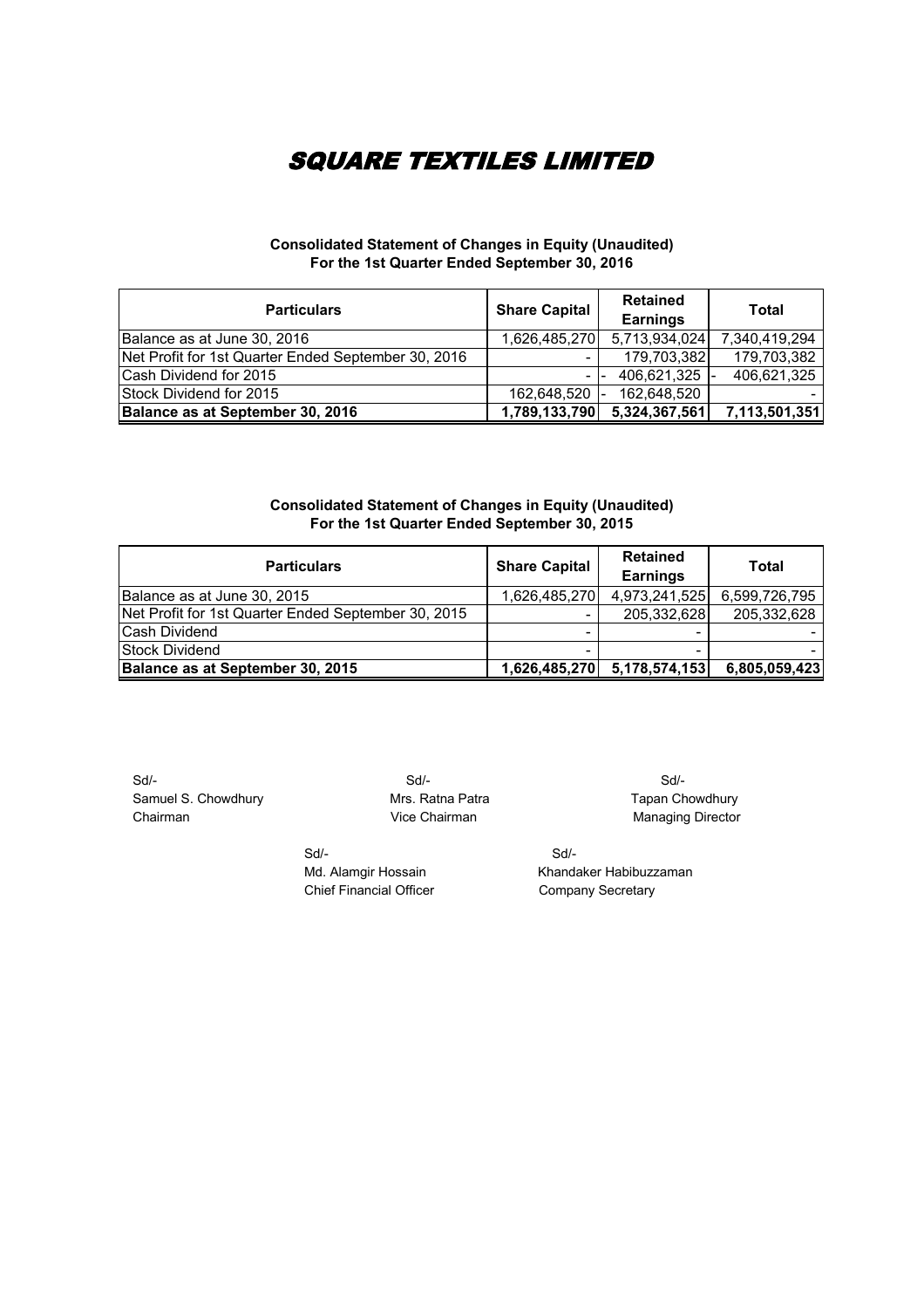# SQUARE TEXTILES LIMITED

**Consolidated Statement of Changes in Equity (Unaudited)**
**For the 1st Quarter Ended September 30, 2016**

| Particulars | Share Capital | Retained Earnings | Total |
|---|---|---|---|
| Balance as at June 30, 2016 | 1,626,485,270 | 5,713,934,024 | 7,340,419,294 |
| Net Profit for 1st Quarter Ended September 30, 2016 | - | 179,703,382 | 179,703,382 |
| Cash Dividend for 2015 | - | - 406,621,325 | - 406,621,325 |
| Stock Dividend for 2015 | 162,648,520 | - 162,648,520 | - |
| **Balance as at September 30, 2016** | **1,789,133,790** | **5,324,367,561** | **7,113,501,351** |

**Consolidated Statement of Changes in Equity (Unaudited)**
**For the 1st Quarter Ended September 30, 2015**

| Particulars | Share Capital | Retained Earnings | Total |
|---|---|---|---|
| Balance as at June 30, 2015 | 1,626,485,270 | 4,973,241,525 | 6,599,726,795 |
| Net Profit for 1st Quarter Ended September 30, 2015 | - | 205,332,628 | 205,332,628 |
| Cash Dividend | - | - | - |
| Stock Dividend | - | - | - |
| **Balance as at September 30, 2015** | **1,626,485,270** | **5,178,574,153** | **6,805,059,423** |

Sd/-
Samuel S. Chowdhury
Chairman

Sd/-
Mrs. Ratna Patra
Vice Chairman

Sd/-
Tapan Chowdhury
Managing Director

Sd/-
Md. Alamgir Hossain
Chief Financial Officer

Sd/-
Khandaker Habibuzzaman
Company Secretary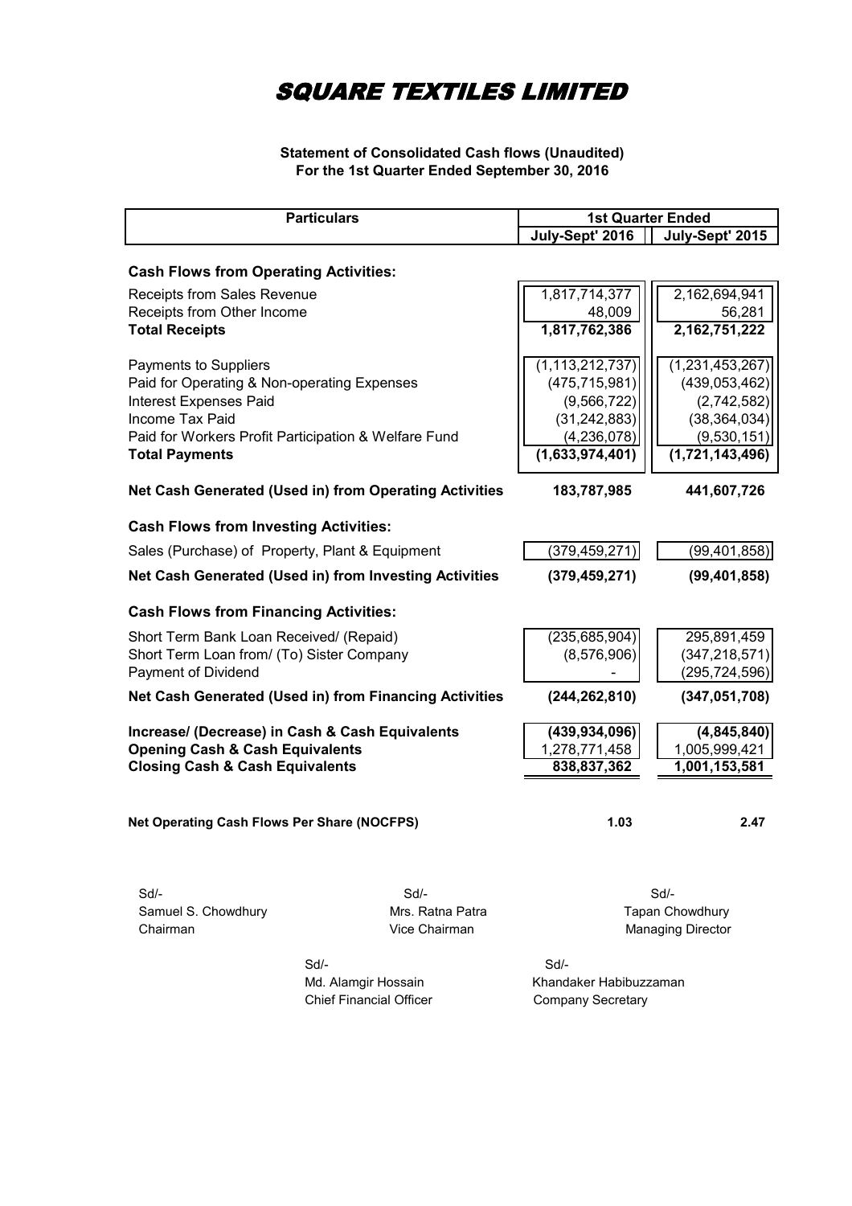# SQUARE TEXTILES LIMITED

**Statement of Consolidated Cash flows (Unaudited)**
**For the 1st Quarter Ended September 30, 2016**

| Particulars | 1st Quarter Ended | |
|---|---|---|
| | July-Sept' 2016 | July-Sept' 2015 |
| **Cash Flows from Operating Activities:** | | |
| Receipts from Sales Revenue | 1,817,714,377 | 2,162,694,941 |
| Receipts from Other Income | 48,009 | 56,281 |
| **Total Receipts** | **1,817,762,386** | **2,162,751,222** |
| Payments to Suppliers | (1,113,212,737) | (1,231,453,267) |
| Paid for Operating & Non-operating Expenses | (475,715,981) | (439,053,462) |
| Interest Expenses Paid | (9,566,722) | (2,742,582) |
| Income Tax Paid | (31,242,883) | (38,364,034) |
| Paid for Workers Profit Participation & Welfare Fund | (4,236,078) | (9,530,151) |
| **Total Payments** | **(1,633,974,401)** | **(1,721,143,496)** |
| **Net Cash Generated (Used in) from Operating Activities** | **183,787,985** | **441,607,726** |
| **Cash Flows from Investing Activities:** | | |
| Sales (Purchase) of Property, Plant & Equipment | (379,459,271) | (99,401,858) |
| **Net Cash Generated (Used in) from Investing Activities** | **(379,459,271)** | **(99,401,858)** |
| **Cash Flows from Financing Activities:** | | |
| Short Term Bank Loan Received/ (Repaid) | (235,685,904) | 295,891,459 |
| Short Term Loan from/ (To) Sister Company | (8,576,906) | (347,218,571) |
| Payment of Dividend | - | (295,724,596) |
| **Net Cash Generated (Used in) from Financing Activities** | **(244,262,810)** | **(347,051,708)** |
| **Increase/ (Decrease) in Cash & Cash Equivalents** | **(439,934,096)** | **(4,845,840)** |
| **Opening Cash & Cash Equivalents** | 1,278,771,458 | 1,005,999,421 |
| **Closing Cash & Cash Equivalents** | **838,837,362** | **1,001,153,581** |
| **Net Operating Cash Flows Per Share (NOCFPS)** | **1.03** | **2.47** |

Sd/-
Samuel S. Chowdhury
Chairman

Sd/-
Mrs. Ratna Patra
Vice Chairman

Sd/-
Tapan Chowdhury
Managing Director

Sd/-
Md. Alamgir Hossain
Chief Financial Officer

Sd/-
Khandaker Habibuzzaman
Company Secretary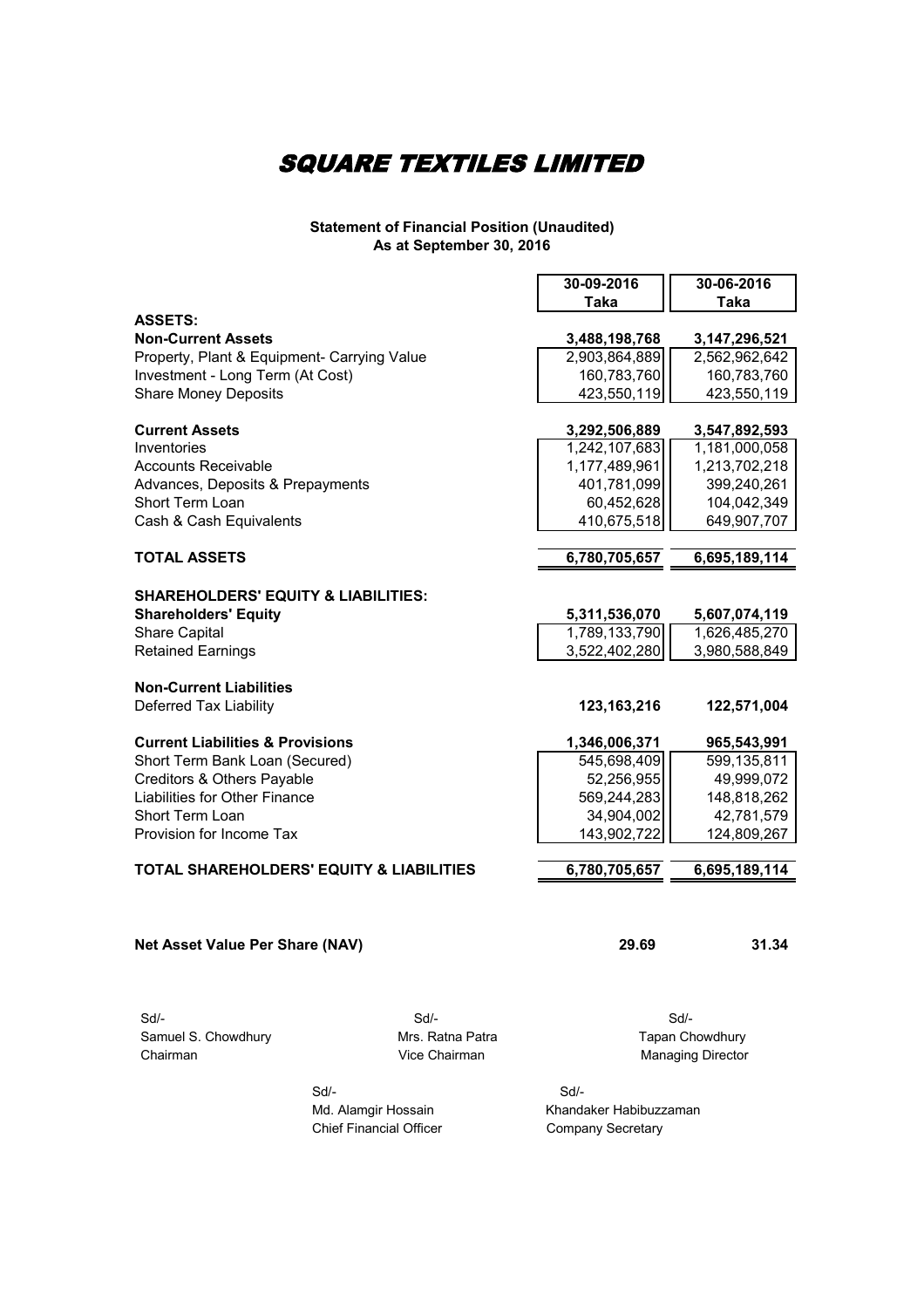# SQUARE TEXTILES LIMITED

**Statement of Financial Position (Unaudited)**
**As at September 30, 2016**

| | 30-09-2016 Taka | 30-06-2016 Taka |
|---|---|---|
| **ASSETS:** | | |
| **Non-Current Assets** | **3,488,198,768** | **3,147,296,521** |
| Property, Plant & Equipment- Carrying Value | 2,903,864,889 | 2,562,962,642 |
| Investment - Long Term (At Cost) | 160,783,760 | 160,783,760 |
| Share Money Deposits | 423,550,119 | 423,550,119 |
| | | |
| **Current Assets** | **3,292,506,889** | **3,547,892,593** |
| Inventories | 1,242,107,683 | 1,181,000,058 |
| Accounts Receivable | 1,177,489,961 | 1,213,702,218 |
| Advances, Deposits & Prepayments | 401,781,099 | 399,240,261 |
| Short Term Loan | 60,452,628 | 104,042,349 |
| Cash & Cash Equivalents | 410,675,518 | 649,907,707 |
| | | |
| **TOTAL ASSETS** | **6,780,705,657** | **6,695,189,114** |
| | | |
| **SHAREHOLDERS' EQUITY & LIABILITIES:** | | |
| **Shareholders' Equity** | **5,311,536,070** | **5,607,074,119** |
| Share Capital | 1,789,133,790 | 1,626,485,270 |
| Retained Earnings | 3,522,402,280 | 3,980,588,849 |
| | | |
| **Non-Current Liabilities** | | |
| Deferred Tax Liability | **123,163,216** | **122,571,004** |
| | | |
| **Current Liabilities & Provisions** | **1,346,006,371** | **965,543,991** |
| Short Term Bank Loan (Secured) | 545,698,409 | 599,135,811 |
| Creditors & Others Payable | 52,256,955 | 49,999,072 |
| Liabilities for Other Finance | 569,244,283 | 148,818,262 |
| Short Term Loan | 34,904,002 | 42,781,579 |
| Provision for Income Tax | 143,902,722 | 124,809,267 |
| | | |
| **TOTAL SHAREHOLDERS' EQUITY & LIABILITIES** | **6,780,705,657** | **6,695,189,114** |
| | | |
| **Net Asset Value Per Share (NAV)** | **29.69** | **31.34** |

Sd/-
Samuel S. Chowdhury
Chairman

Sd/-
Mrs. Ratna Patra
Vice Chairman

Sd/-
Tapan Chowdhury
Managing Director

Sd/-
Md. Alamgir Hossain
Chief Financial Officer

Sd/-
Khandaker Habibuzzaman
Company Secretary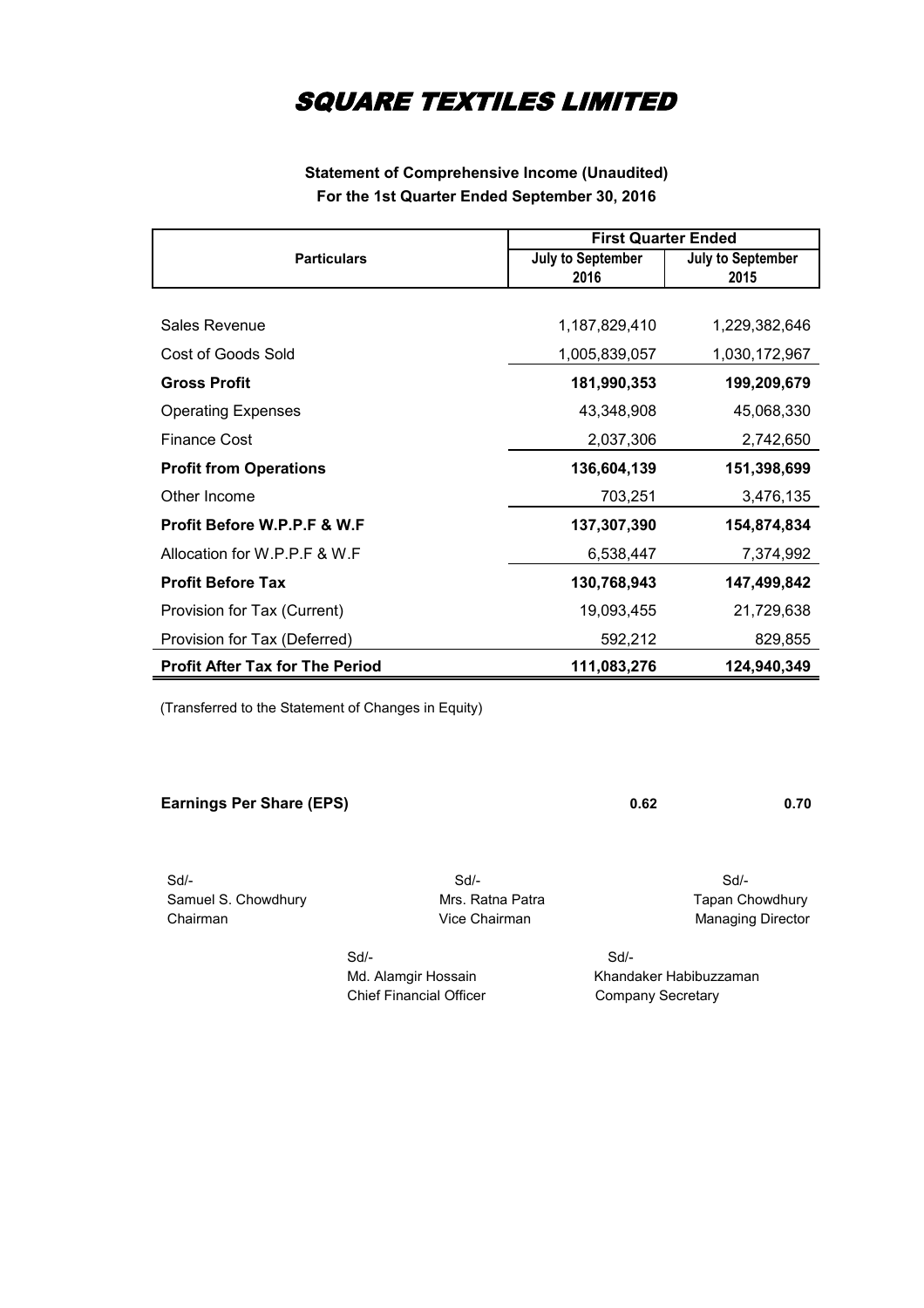# SQUARE TEXTILES LIMITED

**Statement of Comprehensive Income (Unaudited)**
**For the 1st Quarter Ended September 30, 2016**

| Particulars | First Quarter Ended | |
|---|---|---|
| | July to September 2016 | July to September 2015 |
| Sales Revenue | 1,187,829,410 | 1,229,382,646 |
| Cost of Goods Sold | 1,005,839,057 | 1,030,172,967 |
| **Gross Profit** | **181,990,353** | **199,209,679** |
| Operating Expenses | 43,348,908 | 45,068,330 |
| Finance Cost | 2,037,306 | 2,742,650 |
| **Profit from Operations** | **136,604,139** | **151,398,699** |
| Other Income | 703,251 | 3,476,135 |
| **Profit Before W.P.P.F & W.F** | **137,307,390** | **154,874,834** |
| Allocation for W.P.P.F & W.F | 6,538,447 | 7,374,992 |
| **Profit Before Tax** | **130,768,943** | **147,499,842** |
| Provision for Tax (Current) | 19,093,455 | 21,729,638 |
| Provision for Tax (Deferred) | 592,212 | 829,855 |
| **Profit After Tax for The Period** | **111,083,276** | **124,940,349** |

(Transferred to the Statement of Changes in Equity)

| | | |
|---|---|---|
| **Earnings Per Share (EPS)** | **0.62** | **0.70** |

Sd/-
Samuel S. Chowdhury
Chairman

Sd/-
Mrs. Ratna Patra
Vice Chairman

Sd/-
Tapan Chowdhury
Managing Director

Sd/-
Md. Alamgir Hossain
Chief Financial Officer

Sd/-
Khandaker Habibuzzaman
Company Secretary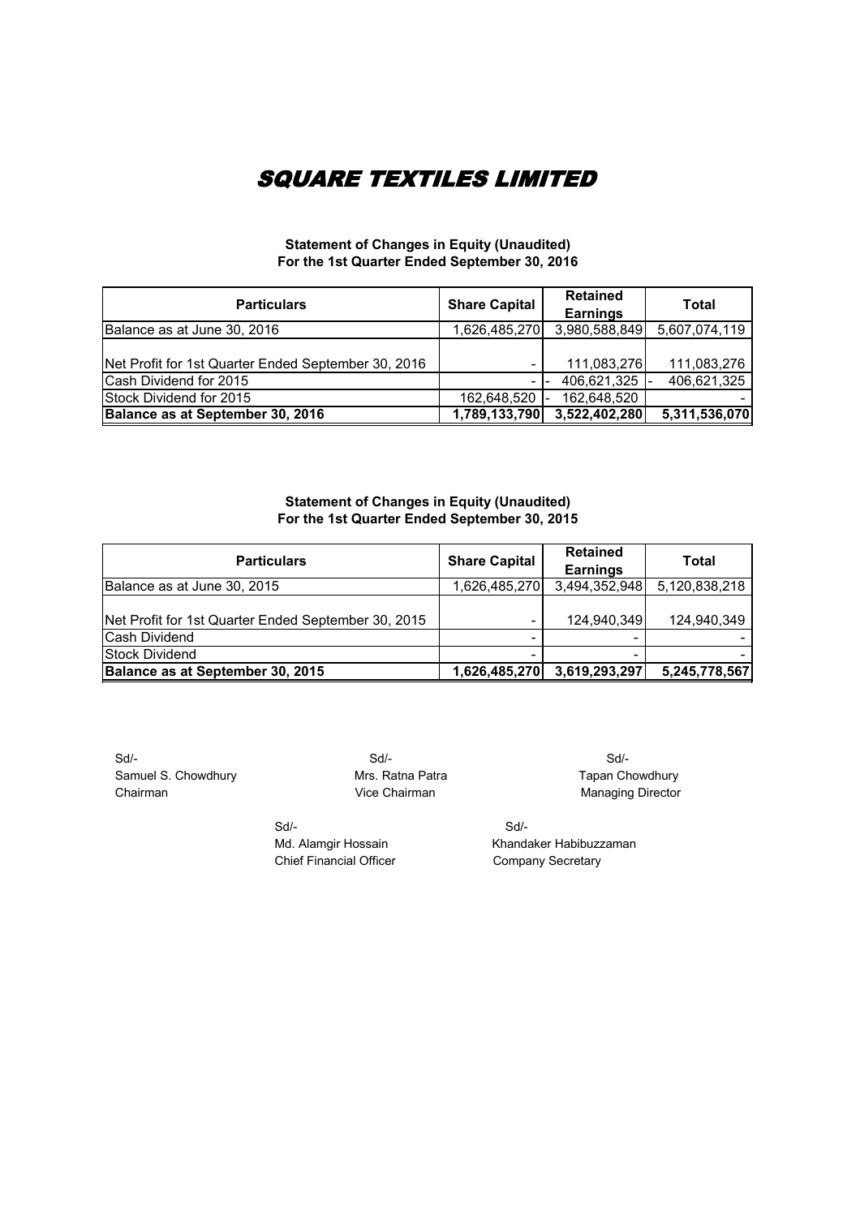# SQUARE TEXTILES LIMITED

**Statement of Changes in Equity (Unaudited)**
**For the 1st Quarter Ended September 30, 2016**

| Particulars | Share Capital | Retained Earnings | Total |
|---|---|---|---|
| Balance as at June 30, 2016 | 1,626,485,270 | 3,980,588,849 | 5,607,074,119 |
| Net Profit for 1st Quarter Ended September 30, 2016 | - | 111,083,276 | 111,083,276 |
| Cash Dividend for 2015 | - | - 406,621,325 | - 406,621,325 |
| Stock Dividend for 2015 | 162,648,520 | - 162,648,520 | - |
| **Balance as at September 30, 2016** | **1,789,133,790** | **3,522,402,280** | **5,311,536,070** |

**Statement of Changes in Equity (Unaudited)**
**For the 1st Quarter Ended September 30, 2015**

| Particulars | Share Capital | Retained Earnings | Total |
|---|---|---|---|
| Balance as at June 30, 2015 | 1,626,485,270 | 3,494,352,948 | 5,120,838,218 |
| Net Profit for 1st Quarter Ended September 30, 2015 | - | 124,940,349 | 124,940,349 |
| Cash Dividend | - | - | - |
| Stock Dividend | - | - | - |
| **Balance as at September 30, 2015** | **1,626,485,270** | **3,619,293,297** | **5,245,778,567** |

Sd/-
Samuel S. Chowdhury
Chairman

Sd/-
Mrs. Ratna Patra
Vice Chairman

Sd/-
Tapan Chowdhury
Managing Director

Sd/-
Md. Alamgir Hossain
Chief Financial Officer

Sd/-
Khandaker Habibuzzaman
Company Secretary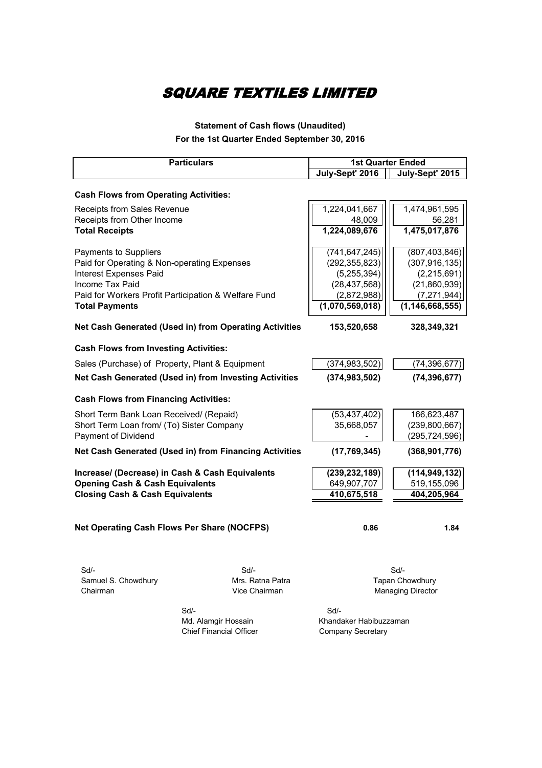# SQUARE TEXTILES LIMITED

**Statement of Cash flows (Unaudited)**
**For the 1st Quarter Ended September 30, 2016**

| Particulars | 1st Quarter Ended | |
|---|---|---|
| | July-Sept' 2016 | July-Sept' 2015 |
| **Cash Flows from Operating Activities:** | | |
| Receipts from Sales Revenue | 1,224,041,667 | 1,474,961,595 |
| Receipts from Other Income | 48,009 | 56,281 |
| **Total Receipts** | **1,224,089,676** | **1,475,017,876** |
| Payments to Suppliers | (741,647,245) | (807,403,846) |
| Paid for Operating & Non-operating Expenses | (292,355,823) | (307,916,135) |
| Interest Expenses Paid | (5,255,394) | (2,215,691) |
| Income Tax Paid | (28,437,568) | (21,860,939) |
| Paid for Workers Profit Participation & Welfare Fund | (2,872,988) | (7,271,944) |
| **Total Payments** | **(1,070,569,018)** | **(1,146,668,555)** |
| **Net Cash Generated (Used in) from Operating Activities** | **153,520,658** | **328,349,321** |
| **Cash Flows from Investing Activities:** | | |
| Sales (Purchase) of Property, Plant & Equipment | (374,983,502) | (74,396,677) |
| **Net Cash Generated (Used in) from Investing Activities** | **(374,983,502)** | **(74,396,677)** |
| **Cash Flows from Financing Activities:** | | |
| Short Term Bank Loan Received/ (Repaid) | (53,437,402) | 166,623,487 |
| Short Term Loan from/ (To) Sister Company | 35,668,057 | (239,800,667) |
| Payment of Dividend | - | (295,724,596) |
| **Net Cash Generated (Used in) from Financing Activities** | **(17,769,345)** | **(368,901,776)** |
| **Increase/ (Decrease) in Cash & Cash Equivalents** | **(239,232,189)** | **(114,949,132)** |
| **Opening Cash & Cash Equivalents** | 649,907,707 | 519,155,096 |
| **Closing Cash & Cash Equivalents** | **410,675,518** | **404,205,964** |
| **Net Operating Cash Flows Per Share (NOCFPS)** | **0.86** | **1.84** |

Sd/-
Samuel S. Chowdhury
Chairman

Sd/-
Mrs. Ratna Patra
Vice Chairman

Sd/-
Tapan Chowdhury
Managing Director

Sd/-
Md. Alamgir Hossain
Chief Financial Officer

Sd/-
Khandaker Habibuzzaman
Company Secretary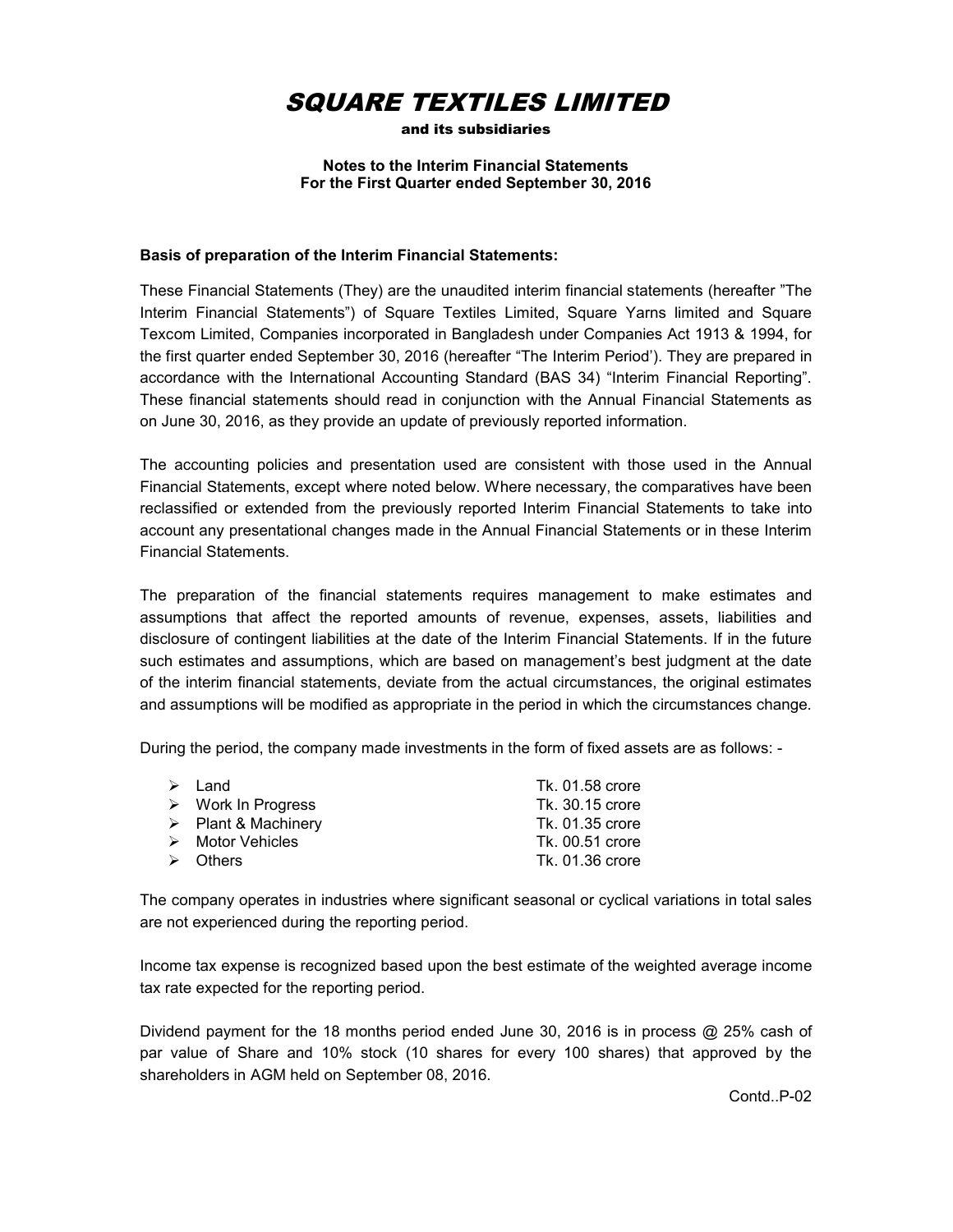# SQUARE TEXTILES LIMITED

**and its subsidiaries**

**Notes to the Interim Financial Statements**
**For the First Quarter ended September 30, 2016**

**Basis of preparation of the Interim Financial Statements:**

These Financial Statements (They) are the unaudited interim financial statements (hereafter "The Interim Financial Statements") of Square Textiles Limited, Square Yarns limited and Square Texcom Limited, Companies incorporated in Bangladesh under Companies Act 1913 & 1994, for the first quarter ended September 30, 2016 (hereafter "The Interim Period'). They are prepared in accordance with the International Accounting Standard (BAS 34) "Interim Financial Reporting". These financial statements should read in conjunction with the Annual Financial Statements as on June 30, 2016, as they provide an update of previously reported information.

The accounting policies and presentation used are consistent with those used in the Annual Financial Statements, except where noted below. Where necessary, the comparatives have been reclassified or extended from the previously reported Interim Financial Statements to take into account any presentational changes made in the Annual Financial Statements or in these Interim Financial Statements.

The preparation of the financial statements requires management to make estimates and assumptions that affect the reported amounts of revenue, expenses, assets, liabilities and disclosure of contingent liabilities at the date of the Interim Financial Statements. If in the future such estimates and assumptions, which are based on management's best judgment at the date of the interim financial statements, deviate from the actual circumstances, the original estimates and assumptions will be modified as appropriate in the period in which the circumstances change.

During the period, the company made investments in the form of fixed assets are as follows: -

- Land — Tk. 01.58 crore
- Work In Progress — Tk. 30.15 crore
- Plant & Machinery — Tk. 01.35 crore
- Motor Vehicles — Tk. 00.51 crore
- Others — Tk. 01.36 crore

The company operates in industries where significant seasonal or cyclical variations in total sales are not experienced during the reporting period.

Income tax expense is recognized based upon the best estimate of the weighted average income tax rate expected for the reporting period.

Dividend payment for the 18 months period ended June 30, 2016 is in process @ 25% cash of par value of Share and 10% stock (10 shares for every 100 shares) that approved by the shareholders in AGM held on September 08, 2016.

Contd..P-02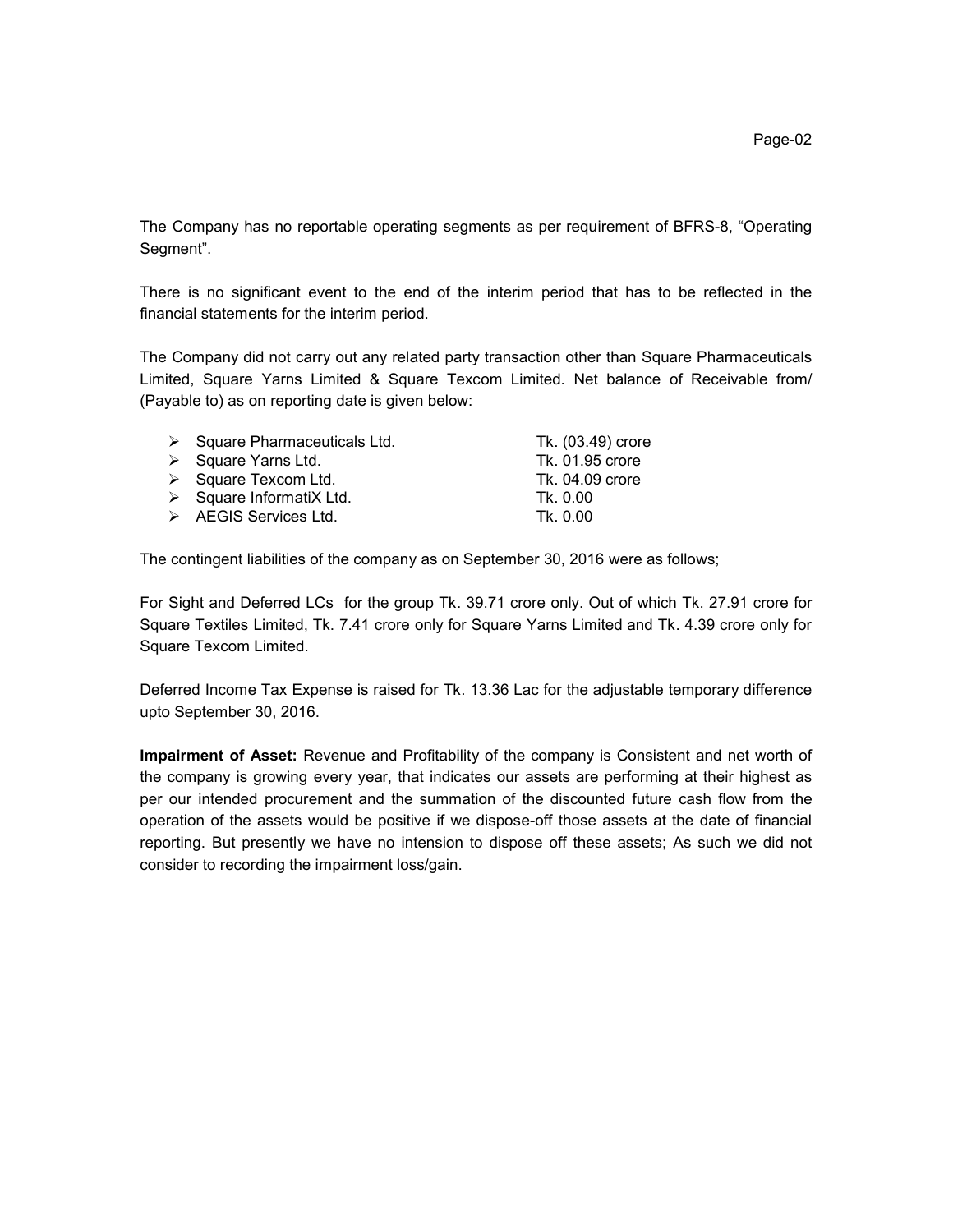The Company has no reportable operating segments as per requirement of BFRS-8, "Operating Segment".

There is no significant event to the end of the interim period that has to be reflected in the financial statements for the interim period.

The Company did not carry out any related party transaction other than Square Pharmaceuticals Limited, Square Yarns Limited & Square Texcom Limited. Net balance of Receivable from/ (Payable to) as on reporting date is given below:

| | |
|---|---|
| ➢ Square Pharmaceuticals Ltd. | Tk. (03.49) crore |
| ➢ Square Yarns Ltd. | Tk. 01.95 crore |
| ➢ Square Texcom Ltd. | Tk. 04.09 crore |
| ➢ Square InformatiX Ltd. | Tk. 0.00 |
| ➢ AEGIS Services Ltd. | Tk. 0.00 |

The contingent liabilities of the company as on September 30, 2016 were as follows;

For Sight and Deferred LCs for the group Tk. 39.71 crore only. Out of which Tk. 27.91 crore for Square Textiles Limited, Tk. 7.41 crore only for Square Yarns Limited and Tk. 4.39 crore only for Square Texcom Limited.

Deferred Income Tax Expense is raised for Tk. 13.36 Lac for the adjustable temporary difference upto September 30, 2016.

**Impairment of Asset:** Revenue and Profitability of the company is Consistent and net worth of the company is growing every year, that indicates our assets are performing at their highest as per our intended procurement and the summation of the discounted future cash flow from the operation of the assets would be positive if we dispose-off those assets at the date of financial reporting. But presently we have no intension to dispose off these assets; As such we did not consider to recording the impairment loss/gain.